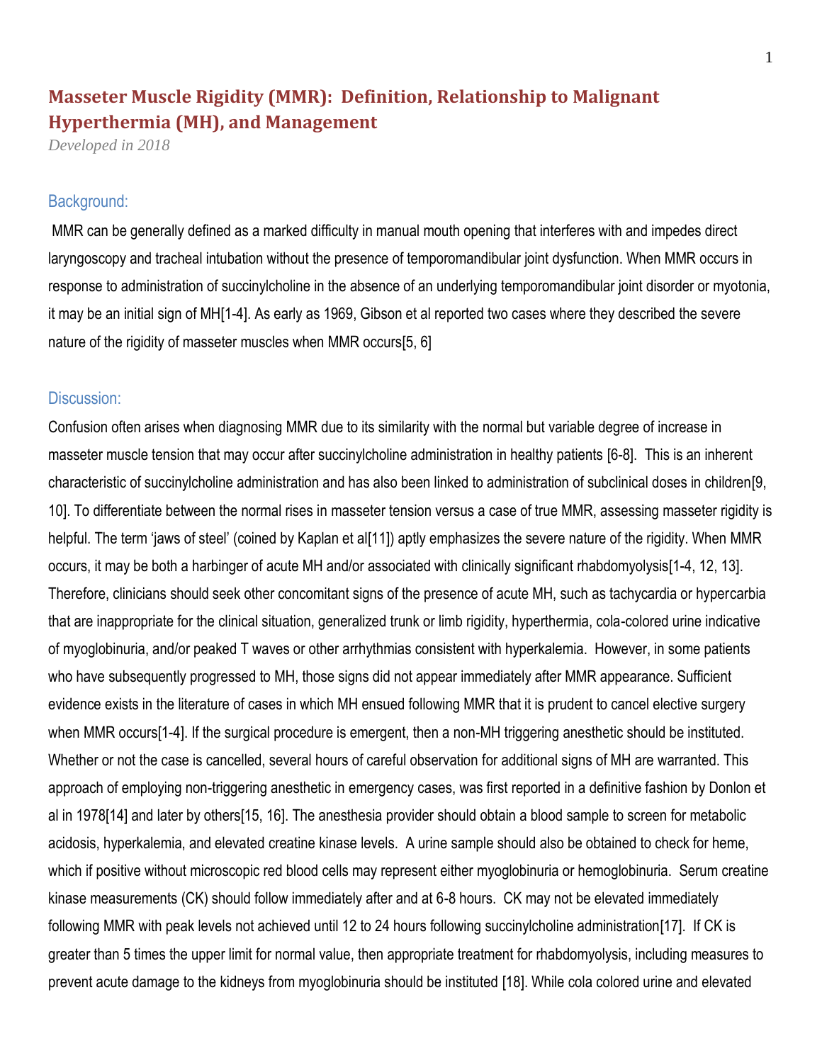# Masseter Muscle Rigidity (MMR): Definition, Relationship to Malignant Hyperthermia (MH), and Management

*Developed in 2018*

## Background:

MMR can be generally defined as a marked difficulty in manual mouth opening that interferes with and impedes direct laryngoscopy and tracheal intubation without the presence of temporomandibular joint dysfunction. When MMR occurs in response to administration of succinylcholine in the absence of an underlying temporomandibular joint disorder or myotonia, it may be an initial sign of MH[1-4]. As early as 1969, Gibson et al reported two cases where they described the severe nature of the rigidity of masseter muscles when MMR occurs[5, 6]

## Discussion:

Confusion often arises when diagnosing MMR due to its similarity with the normal but variable degree of increase in masseter muscle tension that may occur after succinylcholine administration in healthy patients [6-8]. This is an inherent characteristic of succinylcholine administration and has also been linked to administration of subclinical doses in children[9, 10]. To differentiate between the normal rises in masseter tension versus a case of true MMR, assessing masseter rigidity is helpful. The term 'jaws of steel' (coined by Kaplan et al[11]) aptly emphasizes the severe nature of the rigidity. When MMR occurs, it may be both a harbinger of acute MH and/or associated with clinically significant rhabdomyolysis[1-4, 12, 13]. Therefore, clinicians should seek other concomitant signs of the presence of acute MH, such as tachycardia or hypercarbia that are inappropriate for the clinical situation, generalized trunk or limb rigidity, hyperthermia, cola-colored urine indicative of myoglobinuria, and/or peaked T waves or other arrhythmias consistent with hyperkalemia. However, in some patients who have subsequently progressed to MH, those signs did not appear immediately after MMR appearance. Sufficient evidence exists in the literature of cases in which MH ensued following MMR that it is prudent to cancel elective surgery when MMR occurs[1-4]. If the surgical procedure is emergent, then a non-MH triggering anesthetic should be instituted. Whether or not the case is cancelled, several hours of careful observation for additional signs of MH are warranted. This approach of employing non-triggering anesthetic in emergency cases, was first reported in a definitive fashion by Donlon et al in 1978[14] and later by others[15, 16]. The anesthesia provider should obtain a blood sample to screen for metabolic acidosis, hyperkalemia, and elevated creatine kinase levels. A urine sample should also be obtained to check for heme, which if positive without microscopic red blood cells may represent either myoglobinuria or hemoglobinuria. Serum creatine kinase measurements (CK) should follow immediately after and at 6-8 hours. CK may not be elevated immediately following MMR with peak levels not achieved until 12 to 24 hours following succinylcholine administration[17]. If CK is greater than 5 times the upper limit for normal value, then appropriate treatment for rhabdomyolysis, including measures to prevent acute damage to the kidneys from myoglobinuria should be instituted [18]. While cola colored urine and elevated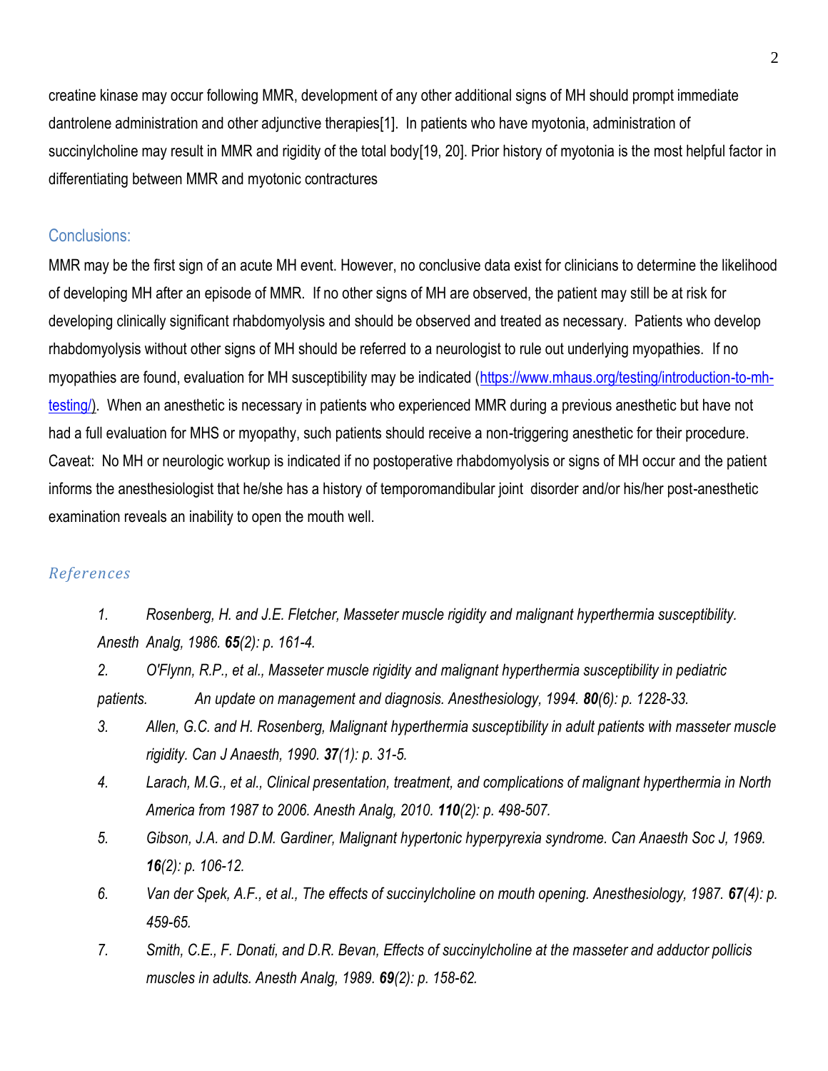creatine kinase may occur following MMR, development of any other additional signs of MH should prompt immediate dantrolene administration and other adjunctive therapies[1]. In patients who have myotonia, administration of succinylcholine may result in MMR and rigidity of the total body[19, 20]. Prior history of myotonia is the most helpful factor in differentiating between MMR and myotonic contractures

## Conclusions:

MMR may be the first sign of an acute MH event. However, no conclusive data exist for clinicians to determine the likelihood of developing MH after an episode of MMR. If no other signs of MH are observed, the patient may still be at risk for developing clinically significant rhabdomyolysis and should be observed and treated as necessary. Patients who develop rhabdomyolysis without other signs of MH should be referred to a neurologist to rule out underlying myopathies. If no myopathies are found, evaluation for MH susceptibility may be indicated (https://www.mhaus.org/testing/introduction-to-mh-testing/). When an anesthetic is necessary in patients who experienced MMR during a previous anesthetic but have not had a full evaluation for MHS or myopathy, such patients should receive a non-triggering anesthetic for their procedure. Caveat: No MH or neurologic workup is indicated if no postoperative rhabdomyolysis or signs of MH occur and the patient informs the anesthesiologist that he/she has a history of temporomandibular joint disorder and/or his/her post-anesthetic examination reveals an inability to open the mouth well.

## References

1. *Rosenberg, H. and J.E. Fletcher, Masseter muscle rigidity and malignant hyperthermia susceptibility. Anesth Analg, 1986. **65**(2): p. 161-4.*
2. *O'Flynn, R.P., et al., Masseter muscle rigidity and malignant hyperthermia susceptibility in pediatric patients. An update on management and diagnosis. Anesthesiology, 1994. **80**(6): p. 1228-33.*
3. *Allen, G.C. and H. Rosenberg, Malignant hyperthermia susceptibility in adult patients with masseter muscle rigidity. Can J Anaesth, 1990. **37**(1): p. 31-5.*
4. *Larach, M.G., et al., Clinical presentation, treatment, and complications of malignant hyperthermia in North America from 1987 to 2006. Anesth Analg, 2010. **110**(2): p. 498-507.*
5. *Gibson, J.A. and D.M. Gardiner, Malignant hypertonic hyperpyrexia syndrome. Can Anaesth Soc J, 1969. **16**(2): p. 106-12.*
6. *Van der Spek, A.F., et al., The effects of succinylcholine on mouth opening. Anesthesiology, 1987. **67**(4): p. 459-65.*
7. *Smith, C.E., F. Donati, and D.R. Bevan, Effects of succinylcholine at the masseter and adductor pollicis muscles in adults. Anesth Analg, 1989. **69**(2): p. 158-62.*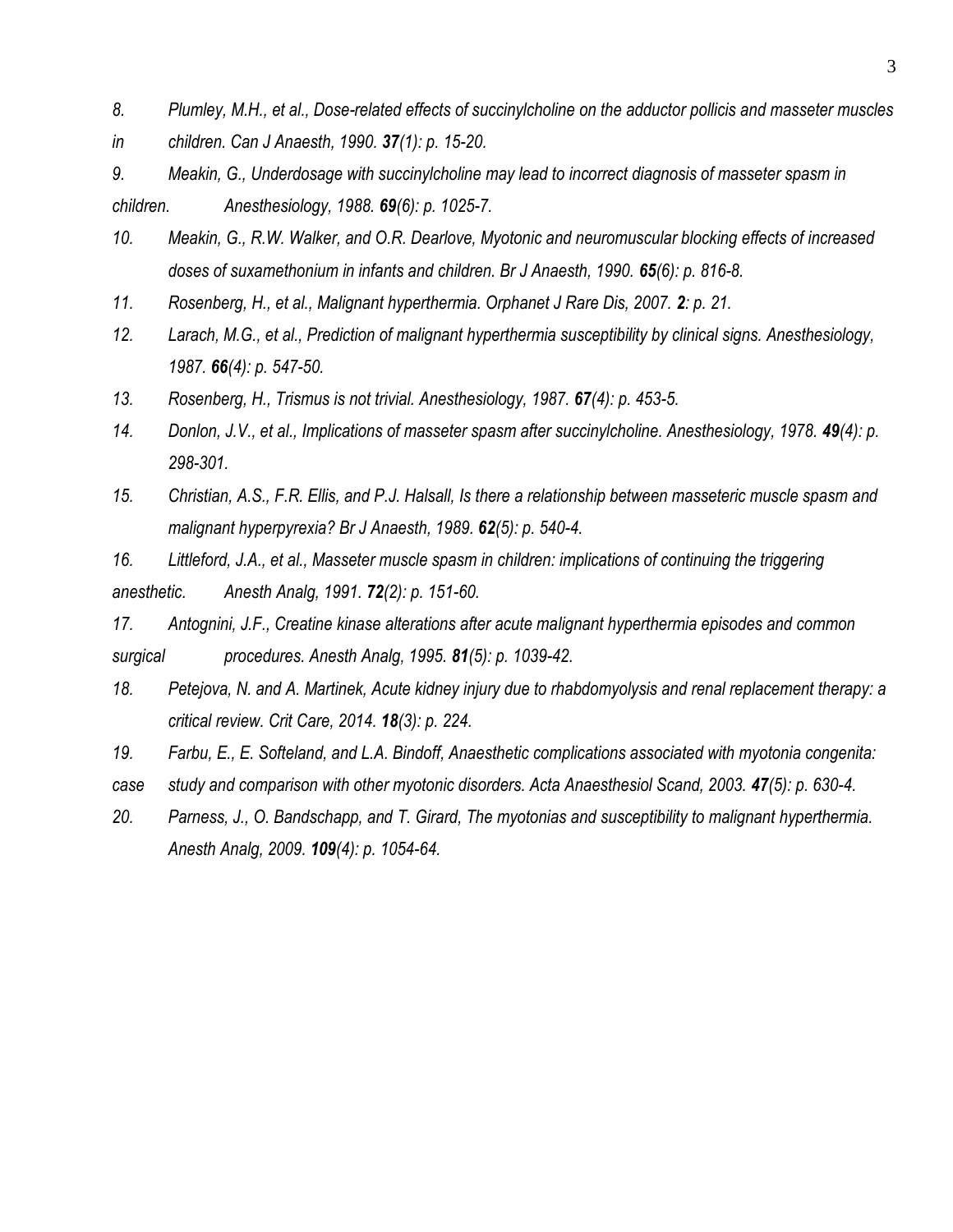8. *Plumley, M.H., et al., Dose-related effects of succinylcholine on the adductor pollicis and masseter muscles in children. Can J Anaesth, 1990.* ***37****(1): p. 15-20.*
9. *Meakin, G., Underdosage with succinylcholine may lead to incorrect diagnosis of masseter spasm in children. Anesthesiology, 1988.* ***69****(6): p. 1025-7.*
10. *Meakin, G., R.W. Walker, and O.R. Dearlove, Myotonic and neuromuscular blocking effects of increased doses of suxamethonium in infants and children. Br J Anaesth, 1990.* ***65****(6): p. 816-8.*
11. *Rosenberg, H., et al., Malignant hyperthermia. Orphanet J Rare Dis, 2007.* ***2****: p. 21.*
12. *Larach, M.G., et al., Prediction of malignant hyperthermia susceptibility by clinical signs. Anesthesiology, 1987.* ***66****(4): p. 547-50.*
13. *Rosenberg, H., Trismus is not trivial. Anesthesiology, 1987.* ***67****(4): p. 453-5.*
14. *Donlon, J.V., et al., Implications of masseter spasm after succinylcholine. Anesthesiology, 1978.* ***49****(4): p. 298-301.*
15. *Christian, A.S., F.R. Ellis, and P.J. Halsall, Is there a relationship between masseteric muscle spasm and malignant hyperpyrexia? Br J Anaesth, 1989.* ***62****(5): p. 540-4.*
16. *Littleford, J.A., et al., Masseter muscle spasm in children: implications of continuing the triggering anesthetic. Anesth Analg, 1991.* ***72****(2): p. 151-60.*
17. *Antognini, J.F., Creatine kinase alterations after acute malignant hyperthermia episodes and common surgical procedures. Anesth Analg, 1995.* ***81****(5): p. 1039-42.*
18. *Petejova, N. and A. Martinek, Acute kidney injury due to rhabdomyolysis and renal replacement therapy: a critical review. Crit Care, 2014.* ***18****(3): p. 224.*
19. *Farbu, E., E. Softeland, and L.A. Bindoff, Anaesthetic complications associated with myotonia congenita: case study and comparison with other myotonic disorders. Acta Anaesthesiol Scand, 2003.* ***47****(5): p. 630-4.*
20. *Parness, J., O. Bandschapp, and T. Girard, The myotonias and susceptibility to malignant hyperthermia. Anesth Analg, 2009.* ***109****(4): p. 1054-64.*